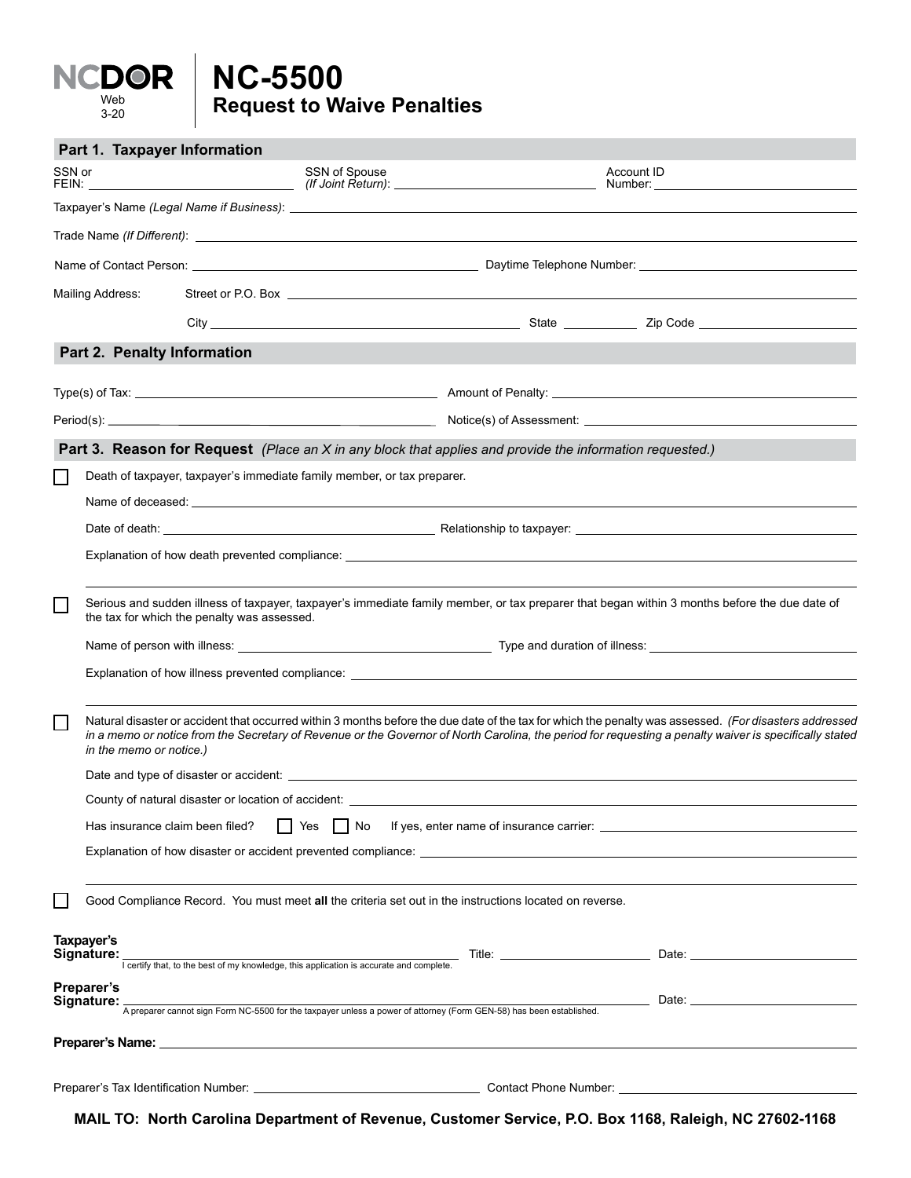NCDOR
Web
3-20

# NC-5500
## Request to Waive Penalties

### Part 1. Taxpayer Information

SSN or FEIN: ____________________ SSN of Spouse *(If Joint Return)*: ____________________ Account ID Number: ____________________

Taxpayer's Name *(Legal Name if Business)*: ____________________

Trade Name *(If Different)*: ____________________

Name of Contact Person: ____________________ Daytime Telephone Number: ____________________

Mailing Address: Street or P.O. Box ____________________

City ____________________ State ________ Zip Code ____________________

### Part 2. Penalty Information

Type(s) of Tax: ____________________ Amount of Penalty: ____________________

Period(s): ____________________ Notice(s) of Assessment: ____________________

### Part 3. Reason for Request *(Place an X in any block that applies and provide the information requested.)*

☐ Death of taxpayer, taxpayer's immediate family member, or tax preparer.

Name of deceased: ____________________

Date of death: ____________________ Relationship to taxpayer: ____________________

Explanation of how death prevented compliance: ____________________

☐ Serious and sudden illness of taxpayer, taxpayer's immediate family member, or tax preparer that began within 3 months before the due date of the tax for which the penalty was assessed.

Name of person with illness: ____________________ Type and duration of illness: ____________________

Explanation of how illness prevented compliance: ____________________

☐ Natural disaster or accident that occurred within 3 months before the due date of the tax for which the penalty was assessed. *(For disasters addressed in a memo or notice from the Secretary of Revenue or the Governor of North Carolina, the period for requesting a penalty waiver is specifically stated in the memo or notice.)*

Date and type of disaster or accident: ____________________

County of natural disaster or location of accident: ____________________

Has insurance claim been filed? ☐ Yes ☐ No If yes, enter name of insurance carrier: ____________________

Explanation of how disaster or accident prevented compliance: ____________________

☐ Good Compliance Record. You must meet **all** the criteria set out in the instructions located on reverse.

**Taxpayer's Signature:** ____________________ Title: ____________________ Date: ____________________

I certify that, to the best of my knowledge, this application is accurate and complete.

**Preparer's Signature:** ____________________ Date: ____________________

A preparer cannot sign Form NC-5500 for the taxpayer unless a power of attorney (Form GEN-58) has been established.

**Preparer's Name:** ____________________

Preparer's Tax Identification Number: ____________________ Contact Phone Number: ____________________

**MAIL TO: North Carolina Department of Revenue, Customer Service, P.O. Box 1168, Raleigh, NC 27602-1168**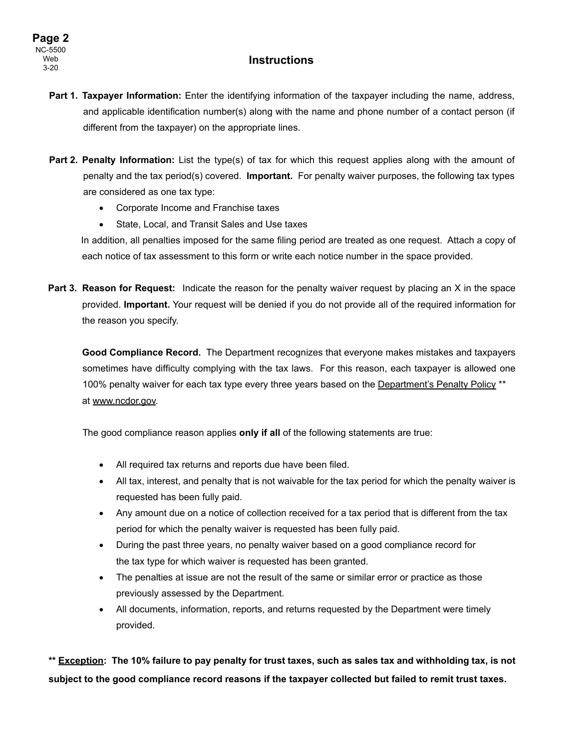## Instructions

**Part 1. Taxpayer Information:** Enter the identifying information of the taxpayer including the name, address, and applicable identification number(s) along with the name and phone number of a contact person (if different from the taxpayer) on the appropriate lines.

**Part 2. Penalty Information:** List the type(s) of tax for which this request applies along with the amount of penalty and the tax period(s) covered. **Important.** For penalty waiver purposes, the following tax types are considered as one tax type:

- Corporate Income and Franchise taxes
- State, Local, and Transit Sales and Use taxes

In addition, all penalties imposed for the same filing period are treated as one request. Attach a copy of each notice of tax assessment to this form or write each notice number in the space provided.

**Part 3. Reason for Request:** Indicate the reason for the penalty waiver request by placing an X in the space provided. **Important.** Your request will be denied if you do not provide all of the required information for the reason you specify.

**Good Compliance Record.** The Department recognizes that everyone makes mistakes and taxpayers sometimes have difficulty complying with the tax laws. For this reason, each taxpayer is allowed one 100% penalty waiver for each tax type every three years based on the Department's Penalty Policy ** at www.ncdor.gov.

The good compliance reason applies **only if all** of the following statements are true:

- All required tax returns and reports due have been filed.
- All tax, interest, and penalty that is not waivable for the tax period for which the penalty waiver is requested has been fully paid.
- Any amount due on a notice of collection received for a tax period that is different from the tax period for which the penalty waiver is requested has been fully paid.
- During the past three years, no penalty waiver based on a good compliance record for the tax type for which waiver is requested has been granted.
- The penalties at issue are not the result of the same or similar error or practice as those previously assessed by the Department.
- All documents, information, reports, and returns requested by the Department were timely provided.

**** Exception: The 10% failure to pay penalty for trust taxes, such as sales tax and withholding tax, is not subject to the good compliance record reasons if the taxpayer collected but failed to remit trust taxes.**